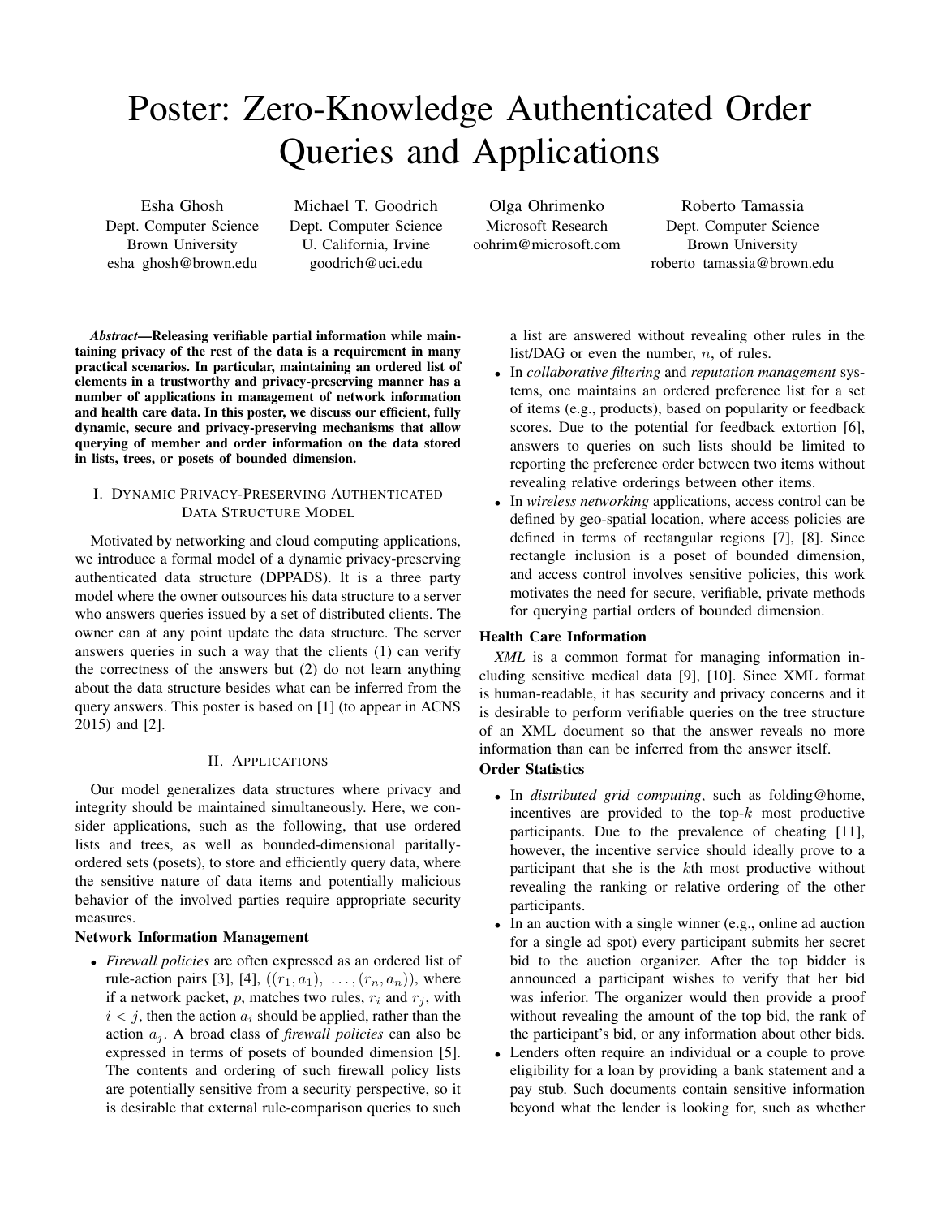# Poster: Zero-Knowledge Authenticated Order Queries and Applications

Esha Ghosh
Dept. Computer Science
Brown University
esha_ghosh@brown.edu

Michael T. Goodrich
Dept. Computer Science
U. California, Irvine
goodrich@uci.edu

Olga Ohrimenko
Microsoft Research
oohrim@microsoft.com

Roberto Tamassia
Dept. Computer Science
Brown University
roberto_tamassia@brown.edu

***Abstract*—Releasing verifiable partial information while maintaining privacy of the rest of the data is a requirement in many practical scenarios. In particular, maintaining an ordered list of elements in a trustworthy and privacy-preserving manner has a number of applications in management of network information and health care data. In this poster, we discuss our efficient, fully dynamic, secure and privacy-preserving mechanisms that allow querying of member and order information on the data stored in lists, trees, or posets of bounded dimension.**

## I. Dynamic Privacy-Preserving Authenticated Data Structure Model

Motivated by networking and cloud computing applications, we introduce a formal model of a dynamic privacy-preserving authenticated data structure (DPPADS). It is a three party model where the owner outsources his data structure to a server who answers queries issued by a set of distributed clients. The owner can at any point update the data structure. The server answers queries in such a way that the clients (1) can verify the correctness of the answers but (2) do not learn anything about the data structure besides what can be inferred from the query answers. This poster is based on [1] (to appear in ACNS 2015) and [2].

## II. Applications

Our model generalizes data structures where privacy and integrity should be maintained simultaneously. Here, we consider applications, such as the following, that use ordered lists and trees, as well as bounded-dimensional paritally-ordered sets (posets), to store and efficiently query data, where the sensitive nature of data items and potentially malicious behavior of the involved parties require appropriate security measures.

### Network Information Management

- *Firewall policies* are often expressed as an ordered list of rule-action pairs [3], [4], $((r_1, a_1), \ldots, (r_n, a_n))$, where if a network packet, $p$, matches two rules, $r_i$ and $r_j$, with $i < j$, then the action $a_i$ should be applied, rather than the action $a_j$. A broad class of *firewall policies* can also be expressed in terms of posets of bounded dimension [5]. The contents and ordering of such firewall policy lists are potentially sensitive from a security perspective, so it is desirable that external rule-comparison queries to such a list are answered without revealing other rules in the list/DAG or even the number, $n$, of rules.
- In *collaborative filtering* and *reputation management* systems, one maintains an ordered preference list for a set of items (e.g., products), based on popularity or feedback scores. Due to the potential for feedback extortion [6], answers to queries on such lists should be limited to reporting the preference order between two items without revealing relative orderings between other items.
- In *wireless networking* applications, access control can be defined by geo-spatial location, where access policies are defined in terms of rectangular regions [7], [8]. Since rectangle inclusion is a poset of bounded dimension, and access control involves sensitive policies, this work motivates the need for secure, verifiable, private methods for querying partial orders of bounded dimension.

### Health Care Information

*XML* is a common format for managing information including sensitive medical data [9], [10]. Since XML format is human-readable, it has security and privacy concerns and it is desirable to perform verifiable queries on the tree structure of an XML document so that the answer reveals no more information than can be inferred from the answer itself.

### Order Statistics

- In *distributed grid computing*, such as folding@home, incentives are provided to the top-$k$ most productive participants. Due to the prevalence of cheating [11], however, the incentive service should ideally prove to a participant that she is the $k$th most productive without revealing the ranking or relative ordering of the other participants.
- In an auction with a single winner (e.g., online ad auction for a single ad spot) every participant submits her secret bid to the auction organizer. After the top bidder is announced a participant wishes to verify that her bid was inferior. The organizer would then provide a proof without revealing the amount of the top bid, the rank of the participant's bid, or any information about other bids.
- Lenders often require an individual or a couple to prove eligibility for a loan by providing a bank statement and a pay stub. Such documents contain sensitive information beyond what the lender is looking for, such as whether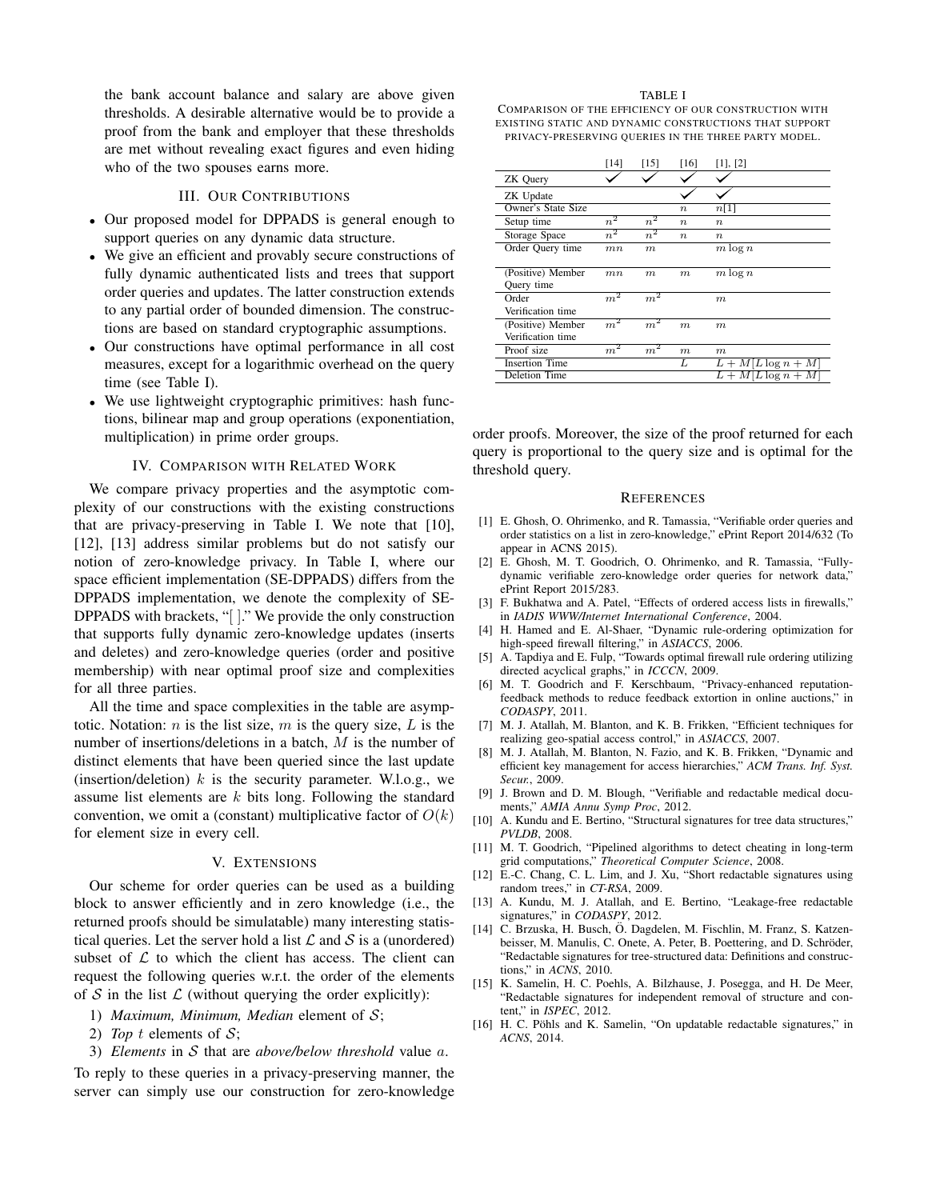the bank account balance and salary are above given thresholds. A desirable alternative would be to provide a proof from the bank and employer that these thresholds are met without revealing exact figures and even hiding who of the two spouses earns more.

## III. Our Contributions

- Our proposed model for DPPADS is general enough to support queries on any dynamic data structure.
- We give an efficient and provably secure constructions of fully dynamic authenticated lists and trees that support order queries and updates. The latter construction extends to any partial order of bounded dimension. The constructions are based on standard cryptographic assumptions.
- Our constructions have optimal performance in all cost measures, except for a logarithmic overhead on the query time (see Table I).
- We use lightweight cryptographic primitives: hash functions, bilinear map and group operations (exponentiation, multiplication) in prime order groups.

## IV. Comparison with Related Work

We compare privacy properties and the asymptotic complexity of our constructions with the existing constructions that are privacy-preserving in Table I. We note that [10], [12], [13] address similar problems but do not satisfy our notion of zero-knowledge privacy. In Table I, where our space efficient implementation (SE-DPPADS) differs from the DPPADS implementation, we denote the complexity of SE-DPPADS with brackets, "[ ]." We provide the only construction that supports fully dynamic zero-knowledge updates (inserts and deletes) and zero-knowledge queries (order and positive membership) with near optimal proof size and complexities for all three parties.

All the time and space complexities in the table are asymptotic. Notation: $n$ is the list size, $m$ is the query size, $L$ is the number of insertions/deletions in a batch, $M$ is the number of distinct elements that have been queried since the last update (insertion/deletion) $k$ is the security parameter. W.l.o.g., we assume list elements are $k$ bits long. Following the standard convention, we omit a (constant) multiplicative factor of $O(k)$ for element size in every cell.

TABLE I
Comparison of the efficiency of our construction with existing static and dynamic constructions that support privacy-preserving queries in the three party model.

| | [14] | [15] | [16] | [1], [2] |
|---|---|---|---|---|
| ZK Query | ✓ | ✓ | ✓ | ✓ |
| ZK Update | | | ✓ | ✓ |
| Owner's State Size | | | $n$ | $n[1]$ |
| Setup time | $n^2$ | $n^2$ | $n$ | $n$ |
| Storage Space | $n^2$ | $n^2$ | $n$ | $n$ |
| Order Query time | $mn$ | $m$ | | $m \log n$ |
| (Positive) Member Query time | $mn$ | $m$ | $m$ | $m \log n$ |
| Order Verification time | $m^2$ | $m^2$ | | $m$ |
| (Positive) Member Verification time | $m^2$ | $m^2$ | $m$ | $m$ |
| Proof size | $m^2$ | $m^2$ | $m$ | $m$ |
| Insertion Time | | | $L$ | $L + M[L \log n + M]$ |
| Deletion Time | | | | $L + M[L \log n + M]$ |

## V. Extensions

Our scheme for order queries can be used as a building block to answer efficiently and in zero knowledge (i.e., the returned proofs should be simulatable) many interesting statistical queries. Let the server hold a list $\mathcal{L}$ and $\mathcal{S}$ is a (unordered) subset of $\mathcal{L}$ to which the client has access. The client can request the following queries w.r.t. the order of the elements of $\mathcal{S}$ in the list $\mathcal{L}$ (without querying the order explicitly):

1) *Maximum, Minimum, Median* element of $\mathcal{S}$;
2) *Top* $t$ elements of $\mathcal{S}$;
3) *Elements* in $\mathcal{S}$ that are *above/below threshold* value $a$.

To reply to these queries in a privacy-preserving manner, the server can simply use our construction for zero-knowledge order proofs. Moreover, the size of the proof returned for each query is proportional to the query size and is optimal for the threshold query.

## References

[1] E. Ghosh, O. Ohrimenko, and R. Tamassia, "Verifiable order queries and order statistics on a list in zero-knowledge," ePrint Report 2014/632 (To appear in ACNS 2015).

[2] E. Ghosh, M. T. Goodrich, O. Ohrimenko, and R. Tamassia, "Fully-dynamic verifiable zero-knowledge order queries for network data," ePrint Report 2015/283.

[3] F. Bukhatwa and A. Patel, "Effects of ordered access lists in firewalls," in *IADIS WWW/Internet International Conference*, 2004.

[4] H. Hamed and E. Al-Shaer, "Dynamic rule-ordering optimization for high-speed firewall filtering," in *ASIACCS*, 2006.

[5] A. Tapdiya and E. Fulp, "Towards optimal firewall rule ordering utilizing directed acyclical graphs," in *ICCCN*, 2009.

[6] M. T. Goodrich and F. Kerschbaum, "Privacy-enhanced reputation-feedback methods to reduce feedback extortion in online auctions," in *CODASPY*, 2011.

[7] M. J. Atallah, M. Blanton, and K. B. Frikken, "Efficient techniques for realizing geo-spatial access control," in *ASIACCS*, 2007.

[8] M. J. Atallah, M. Blanton, N. Fazio, and K. B. Frikken, "Dynamic and efficient key management for access hierarchies," *ACM Trans. Inf. Syst. Secur.*, 2009.

[9] J. Brown and D. M. Blough, "Verifiable and redactable medical documents," *AMIA Annu Symp Proc*, 2012.

[10] A. Kundu and E. Bertino, "Structural signatures for tree data structures," *PVLDB*, 2008.

[11] M. T. Goodrich, "Pipelined algorithms to detect cheating in long-term grid computations," *Theoretical Computer Science*, 2008.

[12] E.-C. Chang, C. L. Lim, and J. Xu, "Short redactable signatures using random trees," in *CT-RSA*, 2009.

[13] A. Kundu, M. J. Atallah, and E. Bertino, "Leakage-free redactable signatures," in *CODASPY*, 2012.

[14] C. Brzuska, H. Busch, Ö. Dagdelen, M. Fischlin, M. Franz, S. Katzenbeisser, M. Manulis, C. Onete, A. Peter, B. Poettering, and D. Schröder, "Redactable signatures for tree-structured data: Definitions and constructions," in *ACNS*, 2010.

[15] K. Samelin, H. C. Poehls, A. Bilzhause, J. Posegga, and H. De Meer, "Redactable signatures for independent removal of structure and content," in *ISPEC*, 2012.

[16] H. C. Pöhls and K. Samelin, "On updatable redactable signatures," in *ACNS*, 2014.